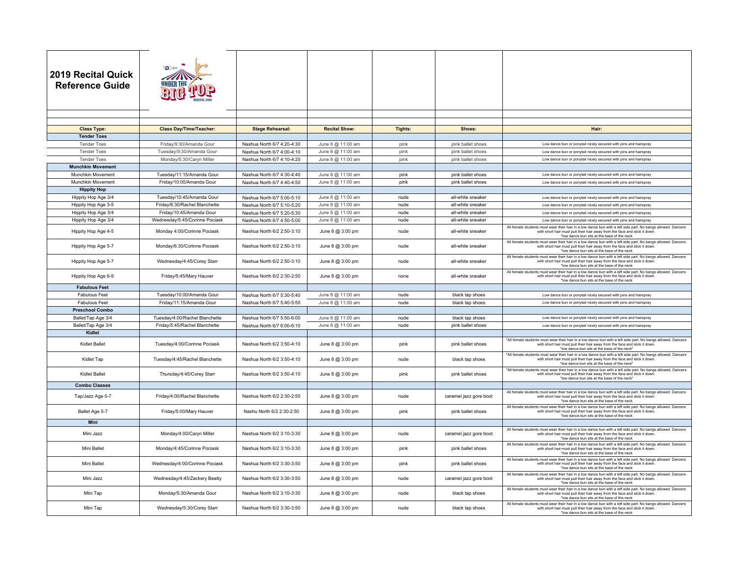# 2019 Recital Quick Reference Guide

| Class Type: | Class Day/Time/Teacher: | Stage Rehearsal: | Recital Show: | Tights: | Shoes: | Hair: |
|---|---|---|---|---|---|---|
| **Tender Toes** | | | | | | |
| Tender Toes | Friday/9:30/Amanda Gour | Nashua North 6/7 4:20-4:30 | June 8 @ 11:00 am | pink | pink ballet shoes | Low dance bun or ponytail nicely secured with pins and hairspray |
| Tender Toes | Tuesday/9:30/Amanda Gour | Nashua North 6/7 4:00-4:10 | June 8 @ 11:00 am | pink | pink ballet shoes | Low dance bun or ponytail nicely secured with pins and hairspray |
| Tender Toes | Monday/5:30/Caryn Miller | Nashua North 6/7 4:10-4:20 | June 8 @ 11:00 am | pink | pink ballet shoes | Low dance bun or ponytail nicely secured with pins and hairspray |
| **Munchkin Movement** | | | | | | |
| Munchkin Movement | Tuesday/11:15/Amanda Gour | Nashua North 6/7 4:30-4:40 | June 8 @ 11:00 am | pink | pink ballet shoes | Low dance bun or ponytail nicely secured with pins and hairspray |
| Munchkin Movement | Friday/10:00/Amanda Gour | Nashua North 6/7 4:40-4:50 | June 8 @ 11:00 am | pink | pink ballet shoes | Low dance bun or ponytail nicely secured with pins and hairspray |
| **Hippity Hop** | | | | | | |
| Hippity Hop Age 3/4 | Tuesday/10:45/Amanda Gour | Nashua North 6/7 5:00-5:10 | June 8 @ 11:00 am | nude | all-white sneaker | Low dance bun or ponytail nicely secured with pins and hairspray |
| Hippity Hop Age 3-5 | Friday/6:30/Rachel Blanchette | Nashua North 6/7 5:10-5:20 | June 8 @ 11:00 am | nude | all-white sneaker | Low dance bun or ponytail nicely secured with pins and hairspray |
| Hippity Hop Age 3/4 | Friday/10:45/Amanda Gour | Nashua North 6/7 5:20-5:30 | June 8 @ 11:00 am | nude | all-white sneaker | Low dance bun or ponytail nicely secured with pins and hairspray |
| Hippity Hop Age 3/4 | Wednesday/5:45/Corinne Pociask | Nashua North 6/7 4:50-5:00 | June 8 @ 11:00 am | nude | all-white sneaker | Low dance bun or ponytail nicely secured with pins and hairspray |
| Hippity Hop Age 4-5 | Monday 4:00/Corinne Pociask | Nashua North 6/2 2:50-3:10 | June 8 @ 3:00 pm | nude | all-white sneaker | All female students must wear their hair in a low dance bun with a left side part. No bangs allowed. Dancers with short hair must pull their hair away from the face and slick it down. *low dance bun sits at the base of the neck |
| Hippity Hop Age 5-7 | Monday/6:30/Corinne Pociask | Nashua North 6/2 2:50-3:10 | June 8 @ 3:00 pm | nude | all-white sneaker | All female students must wear their hair in a low dance bun with a left side part. No bangs allowed. Dancers with short hair must pull their hair away from the face and slick it down. *low dance bun sits at the base of the neck |
| Hippity Hop Age 5-7 | Wednesday/4:45/Corey Starr | Nashua North 6/2 2:50-3:10 | June 8 @ 3:00 pm | nude | all-white sneaker | All female students must wear their hair in a low dance bun with a left side part. No bangs allowed. Dancers with short hair must pull their hair away from the face and slick it down. *low dance bun sits at the base of the neck |
| Hippity Hop Age 6-9 | Friday/5:45/Mary Hauver | Nashua North 6/2 2:30-2:50 | June 8 @ 3:00 pm | none | all-white sneaker | All female students must wear their hair in a low dance bun with a left side part. No bangs allowed. Dancers with short hair must pull their hair away from the face and slick it down. *low dance bun sits at the base of the neck |
| **Fabulous Feet** | | | | | | |
| Fabulous Feet | Tuesday/10:00/Amanda Gour | Nashua North 6/7 5:30-5:40 | June 8 @ 11:00 am | nude | black tap shoes | Low dance bun or ponytail nicely secured with pins and hairspray |
| Fabulous Feet | Friday/11:15/Amanda Gour | Nashua North 6/7 5:40-5:50 | June 8 @ 11:00 am | nude | black tap shoes | Low dance bun or ponytail nicely secured with pins and hairspray |
| **Preschool Combo** | | | | | | |
| Ballet/Tap Age 3/4 | Tuesday/4:00/Rachel Blanchette | Nashua North 6/7 5:50-6:00 | June 8 @ 11:00 am | nude | black tap shoes | Low dance bun or ponytail nicely secured with pins and hairspray |
| Ballet/Tap Age 3/4 | Friday/5:45/Rachel Blanchette | Nashua North 6/7 6:00-6:10 | June 8 @ 11:00 am | nude | pink ballet shoes | Low dance bun or ponytail nicely secured with pins and hairspray |
| **Kidlet** | | | | | | |
| Kidlet Ballet | Tuesday/4:00/Corinne Pociask | Nashua North 6/2 3:50-4:10 | June 8 @ 3:00 pm | pink | pink ballet shoes | "All female students must wear their hair in a low dance bun with a left side part. No bangs allowed. Dancers with short hair must pull their hair away from the face and slick it down. *low dance bun sits at the base of the neck" |
| Kidlet Tap | Tuesday/4:45/Rachel Blanchette | Nashua North 6/2 3:50-4:10 | June 8 @ 3:00 pm | nude | black tap shoes | "All female students must wear their hair in a low dance bun with a left side part. No bangs allowed. Dancers with short hair must pull their hair away from the face and slick it down. *low dance bun sits at the base of the neck" |
| Kidlet Ballet | Thursday/4:45/Corey Starr | Nashua North 6/2 3:50-4:10 | June 8 @ 3:00 pm | pink | pink ballet shoes | "All female students must wear their hair in a low dance bun with a left side part. No bangs allowed. Dancers with short hair must pull their hair away from the face and slick it down. *low dance bun sits at the base of the neck" |
| **Combo Classes** | | | | | | |
| Tap/Jazz Age 5-7 | Friday/4:00/Rachel Blanchette | Nashua North 6/2 2:30-2:50 | June 8 @ 3:00 pm | nude | caramel jazz gore boot | All female students must wear their hair in a low dance bun with a left side part. No bangs allowed. Dancers with short hair must pull their hair away from the face and slick it down. *low dance bun sits at the base of the neck |
| Ballet Age 5-7 | Friday/5:00/Mary Hauver | Nashu North 6/2 2:30-2:50 | June 8 @ 3:00 pm | pink | pink ballet shoes | All female students must wear their hair in a low dance bun with a left side part. No bangs allowed. Dancers with short hair must pull their hair away from the face and slick it down. *low dance bun sits at the base of the neck |
| **Mini** | | | | | | |
| Mini Jazz | Monday/4:00/Caryn Miller | Nashua North 6/2 3:10-3:30 | June 8 @ 3:00 pm | nude | caramel jazz gore boot | All female students must wear their hair in a low dance bun with a left side part. No bangs allowed. Dancers with short hair must pull their hair away from the face and slick it down. *low dance bun sits at the base of the neck |
| Mini Ballet | Monday/4:45/Corinne Pociask | Nashua North 6/2 3:10-3:30 | June 8 @ 3:00 pm | pink | pink ballet shoes | All female students must wear their hair in a low dance bun with a left side part. No bangs allowed. Dancers with short hair must pull their hair away from the face and slick it down. *low dance bun sits at the base of the neck |
| Mini Ballet | Wednesday/4:00/Corinne Pociask | Nashua North 6/2 3:30-3:50 | June 8 @ 3:00 pm | pink | pink ballet shoes | All female students must wear their hair in a low dance bun with a left side part. No bangs allowed. Dancers with short hair must pull their hair away from the face and slick it down. *low dance bun sits at the base of the neck |
| Mini Jazz | Wednesday/4:45/Zackery Beatty | Nashua North 6/2 3:30-3:50 | June 8 @ 3:00 pm | nude | caramel jazz gore boot | All female students must wear their hair in a low dance bun with a left side part. No bangs allowed. Dancers with short hair must pull their hair away from the face and slick it down. *low dance bun sits at the base of the neck |
| Mini Tap | Monday/5:30/Amanda Gour | Nashua North 6/2 3:10-3:30 | June 8 @ 3:00 pm | nude | black tap shoes | All female students must wear their hair in a low dance bun with a left side part. No bangs allowed. Dancers with short hair must pull their hair away from the face and slick it down. *low dance bun sits at the base of the neck |
| Mini Tap | Wednesday/5:30/Corey Starr | Nashua North 6/2 3:30-3:50 | June 8 @ 3:00 pm | nude | black tap shoes | All female students must wear their hair in a low dance bun with a left side part. No bangs allowed. Dancers with short hair must pull their hair away from the face and slick it down. *low dance bun sits at the base of the neck |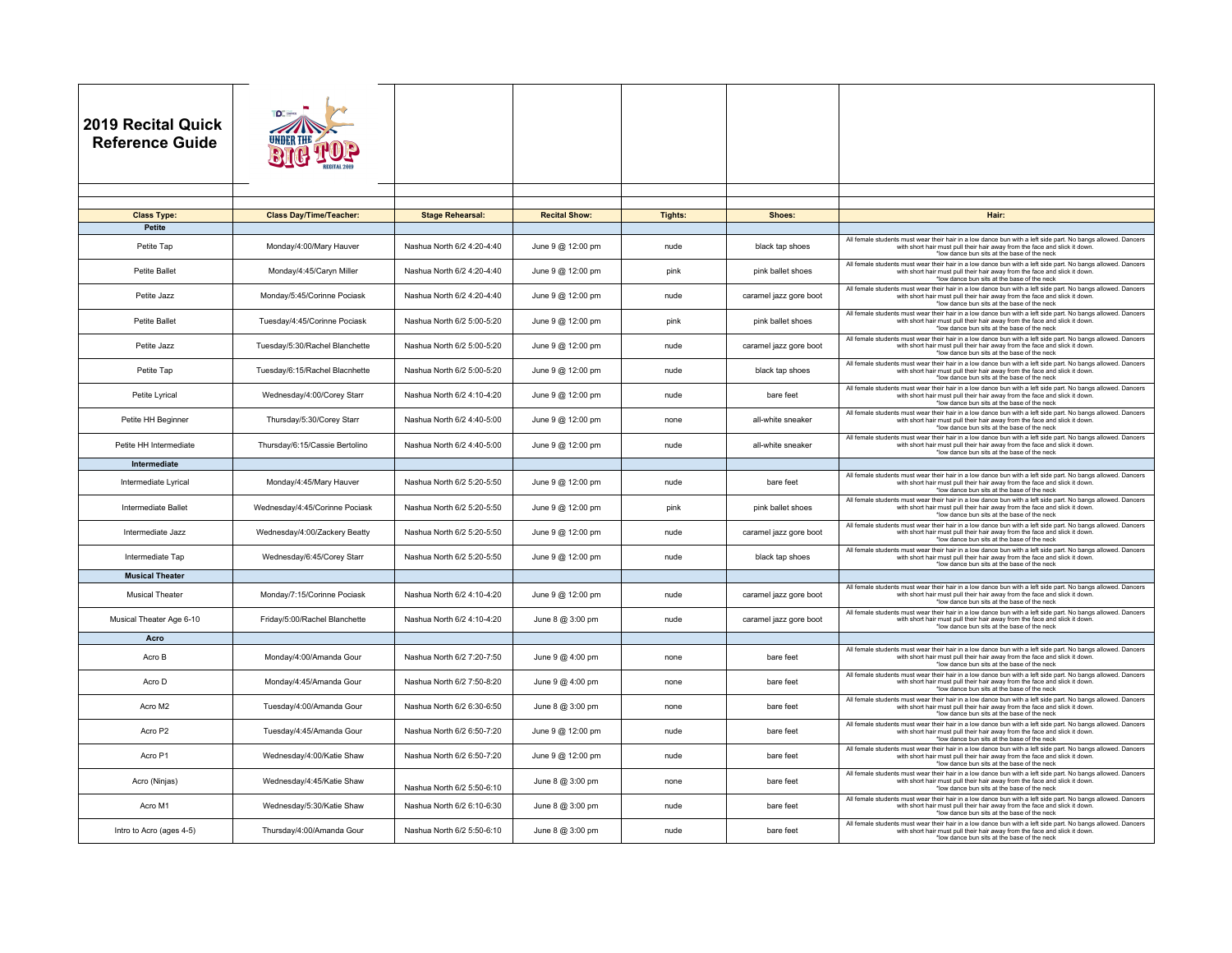# 2019 Recital Quick Reference Guide

| Class Type: | Class Day/Time/Teacher: | Stage Rehearsal: | Recital Show: | Tights: | Shoes: | Hair: |
|---|---|---|---|---|---|---|
| **Petite** | | | | | | |
| Petite Tap | Monday/4:00/Mary Hauver | Nashua North 6/2 4:20-4:40 | June 9 @ 12:00 pm | nude | black tap shoes | All female students must wear their hair in a low dance bun with a left side part. No bangs allowed. Dancers with short hair must pull their hair away from the face and slick it down. *low dance bun sits at the base of the neck |
| Petite Ballet | Monday/4:45/Caryn Miller | Nashua North 6/2 4:20-4:40 | June 9 @ 12:00 pm | pink | pink ballet shoes | All female students must wear their hair in a low dance bun with a left side part. No bangs allowed. Dancers with short hair must pull their hair away from the face and slick it down. *low dance bun sits at the base of the neck |
| Petite Jazz | Monday/5:45/Corinne Pociask | Nashua North 6/2 4:20-4:40 | June 9 @ 12:00 pm | nude | caramel jazz gore boot | All female students must wear their hair in a low dance bun with a left side part. No bangs allowed. Dancers with short hair must pull their hair away from the face and slick it down. *low dance bun sits at the base of the neck |
| Petite Ballet | Tuesday/4:45/Corinne Pociask | Nashua North 6/2 5:00-5:20 | June 9 @ 12:00 pm | pink | pink ballet shoes | All female students must wear their hair in a low dance bun with a left side part. No bangs allowed. Dancers with short hair must pull their hair away from the face and slick it down. *low dance bun sits at the base of the neck |
| Petite Jazz | Tuesday/5:30/Rachel Blanchette | Nashua North 6/2 5:00-5:20 | June 9 @ 12:00 pm | nude | caramel jazz gore boot | All female students must wear their hair in a low dance bun with a left side part. No bangs allowed. Dancers with short hair must pull their hair away from the face and slick it down. *low dance bun sits at the base of the neck |
| Petite Tap | Tuesday/6:15/Rachel Blacnhette | Nashua North 6/2 5:00-5:20 | June 9 @ 12:00 pm | nude | black tap shoes | All female students must wear their hair in a low dance bun with a left side part. No bangs allowed. Dancers with short hair must pull their hair away from the face and slick it down. *low dance bun sits at the base of the neck |
| Petite Lyrical | Wednesday/4:00/Corey Starr | Nashua North 6/2 4:10-4:20 | June 9 @ 12:00 pm | nude | bare feet | All female students must wear their hair in a low dance bun with a left side part. No bangs allowed. Dancers with short hair must pull their hair away from the face and slick it down. *low dance bun sits at the base of the neck |
| Petite HH Beginner | Thursday/5:30/Corey Starr | Nashua North 6/2 4:40-5:00 | June 9 @ 12:00 pm | none | all-white sneaker | All female students must wear their hair in a low dance bun with a left side part. No bangs allowed. Dancers with short hair must pull their hair away from the face and slick it down. *low dance bun sits at the base of the neck |
| Petite HH Intermediate | Thursday/6:15/Cassie Bertolino | Nashua North 6/2 4:40-5:00 | June 9 @ 12:00 pm | nude | all-white sneaker | All female students must wear their hair in a low dance bun with a left side part. No bangs allowed. Dancers with short hair must pull their hair away from the face and slick it down. *low dance bun sits at the base of the neck |
| **Intermediate** | | | | | | |
| Intermediate Lyrical | Monday/4:45/Mary Hauver | Nashua North 6/2 5:20-5:50 | June 9 @ 12:00 pm | nude | bare feet | All female students must wear their hair in a low dance bun with a left side part. No bangs allowed. Dancers with short hair must pull their hair away from the face and slick it down. *low dance bun sits at the base of the neck |
| Intermediate Ballet | Wednesday/4:45/Corinne Pociask | Nashua North 6/2 5:20-5:50 | June 9 @ 12:00 pm | pink | pink ballet shoes | All female students must wear their hair in a low dance bun with a left side part. No bangs allowed. Dancers with short hair must pull their hair away from the face and slick it down. *low dance bun sits at the base of the neck |
| Intermediate Jazz | Wednesday/4:00/Zackery Beatty | Nashua North 6/2 5:20-5:50 | June 9 @ 12:00 pm | nude | caramel jazz gore boot | All female students must wear their hair in a low dance bun with a left side part. No bangs allowed. Dancers with short hair must pull their hair away from the face and slick it down. *low dance bun sits at the base of the neck |
| Intermediate Tap | Wednesday/6:45/Corey Starr | Nashua North 6/2 5:20-5:50 | June 9 @ 12:00 pm | nude | black tap shoes | All female students must wear their hair in a low dance bun with a left side part. No bangs allowed. Dancers with short hair must pull their hair away from the face and slick it down. *low dance bun sits at the base of the neck |
| **Musical Theater** | | | | | | |
| Musical Theater | Monday/7:15/Corinne Pociask | Nashua North 6/2 4:10-4:20 | June 9 @ 12:00 pm | nude | caramel jazz gore boot | All female students must wear their hair in a low dance bun with a left side part. No bangs allowed. Dancers with short hair must pull their hair away from the face and slick it down. *low dance bun sits at the base of the neck |
| Musical Theater Age 6-10 | Friday/5:00/Rachel Blanchette | Nashua North 6/2 4:10-4:20 | June 8 @ 3:00 pm | nude | caramel jazz gore boot | All female students must wear their hair in a low dance bun with a left side part. No bangs allowed. Dancers with short hair must pull their hair away from the face and slick it down. *low dance bun sits at the base of the neck |
| **Acro** | | | | | | |
| Acro B | Monday/4:00/Amanda Gour | Nashua North 6/2 7:20-7:50 | June 9 @ 4:00 pm | none | bare feet | All female students must wear their hair in a low dance bun with a left side part. No bangs allowed. Dancers with short hair must pull their hair away from the face and slick it down. *low dance bun sits at the base of the neck |
| Acro D | Monday/4:45/Amanda Gour | Nashua North 6/2 7:50-8:20 | June 9 @ 4:00 pm | none | bare feet | All female students must wear their hair in a low dance bun with a left side part. No bangs allowed. Dancers with short hair must pull their hair away from the face and slick it down. *low dance bun sits at the base of the neck |
| Acro M2 | Tuesday/4:00/Amanda Gour | Nashua North 6/2 6:30-6:50 | June 8 @ 3:00 pm | none | bare feet | All female students must wear their hair in a low dance bun with a left side part. No bangs allowed. Dancers with short hair must pull their hair away from the face and slick it down. *low dance bun sits at the base of the neck |
| Acro P2 | Tuesday/4:45/Amanda Gour | Nashua North 6/2 6:50-7:20 | June 9 @ 12:00 pm | nude | bare feet | All female students must wear their hair in a low dance bun with a left side part. No bangs allowed. Dancers with short hair must pull their hair away from the face and slick it down. *low dance bun sits at the base of the neck |
| Acro P1 | Wednesday/4:00/Katie Shaw | Nashua North 6/2 6:50-7:20 | June 9 @ 12:00 pm | nude | bare feet | All female students must wear their hair in a low dance bun with a left side part. No bangs allowed. Dancers with short hair must pull their hair away from the face and slick it down. *low dance bun sits at the base of the neck |
| Acro (Ninjas) | Wednesday/4:45/Katie Shaw | Nashua North 6/2 5:50-6:10 | June 8 @ 3:00 pm | none | bare feet | All female students must wear their hair in a low dance bun with a left side part. No bangs allowed. Dancers with short hair must pull their hair away from the face and slick it down. *low dance bun sits at the base of the neck |
| Acro M1 | Wednesday/5:30/Katie Shaw | Nashua North 6/2 6:10-6:30 | June 8 @ 3:00 pm | nude | bare feet | All female students must wear their hair in a low dance bun with a left side part. No bangs allowed. Dancers with short hair must pull their hair away from the face and slick it down. *low dance bun sits at the base of the neck |
| Intro to Acro (ages 4-5) | Thursday/4:00/Amanda Gour | Nashua North 6/2 5:50-6:10 | June 8 @ 3:00 pm | nude | bare feet | All female students must wear their hair in a low dance bun with a left side part. No bangs allowed. Dancers with short hair must pull their hair away from the face and slick it down. *low dance bun sits at the base of the neck |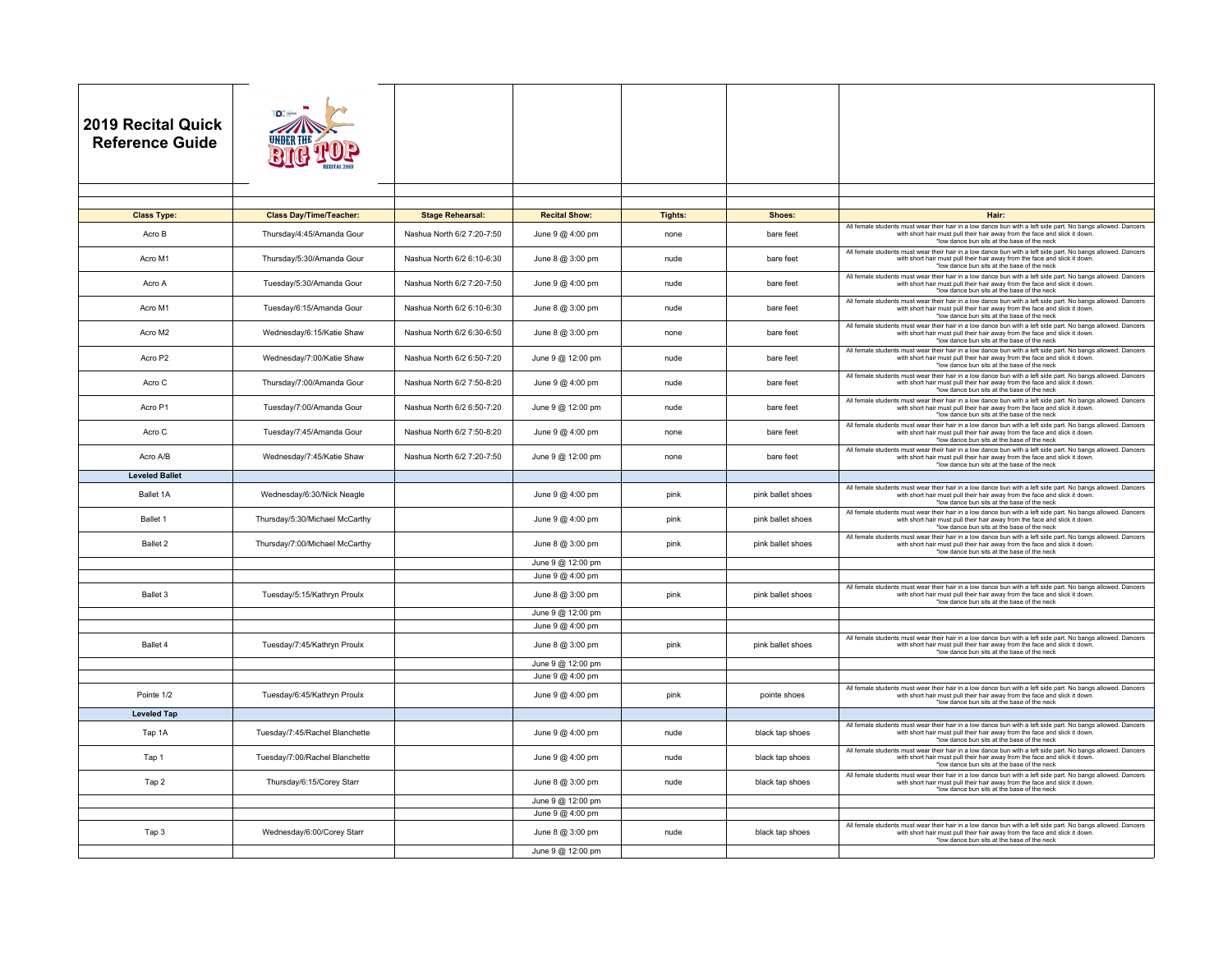# 2019 Recital Quick Reference Guide

| Class Type: | Class Day/Time/Teacher: | Stage Rehearsal: | Recital Show: | Tights: | Shoes: | Hair: |
|---|---|---|---|---|---|---|
| Acro B | Thursday/4:45/Amanda Gour | Nashua North 6/2 7:20-7:50 | June 9 @ 4:00 pm | none | bare feet | All female students must wear their hair in a low dance bun with a left side part. No bangs allowed. Dancers with short hair must pull their hair away from the face and slick it down. *low dance bun sits at the base of the neck |
| Acro M1 | Thursday/5:30/Amanda Gour | Nashua North 6/2 6:10-6:30 | June 8 @ 3:00 pm | nude | bare feet | All female students must wear their hair in a low dance bun with a left side part. No bangs allowed. Dancers with short hair must pull their hair away from the face and slick it down. *low dance bun sits at the base of the neck |
| Acro A | Tuesday/5:30/Amanda Gour | Nashua North 6/2 7:20-7:50 | June 9 @ 4:00 pm | nude | bare feet | All female students must wear their hair in a low dance bun with a left side part. No bangs allowed. Dancers with short hair must pull their hair away from the face and slick it down. *low dance bun sits at the base of the neck |
| Acro M1 | Tuesday/6:15/Amanda Gour | Nashua North 6/2 6:10-6:30 | June 8 @ 3:00 pm | nude | bare feet | All female students must wear their hair in a low dance bun with a left side part. No bangs allowed. Dancers with short hair must pull their hair away from the face and slick it down. *low dance bun sits at the base of the neck |
| Acro M2 | Wednesday/6:15/Katie Shaw | Nashua North 6/2 6:30-6:50 | June 8 @ 3:00 pm | none | bare feet | All female students must wear their hair in a low dance bun with a left side part. No bangs allowed. Dancers with short hair must pull their hair away from the face and slick it down. *low dance bun sits at the base of the neck |
| Acro P2 | Wednesday/7:00/Katie Shaw | Nashua North 6/2 6:50-7:20 | June 9 @ 12:00 pm | nude | bare feet | All female students must wear their hair in a low dance bun with a left side part. No bangs allowed. Dancers with short hair must pull their hair away from the face and slick it down. *low dance bun sits at the base of the neck |
| Acro C | Thursday/7:00/Amanda Gour | Nashua North 6/2 7:50-8:20 | June 9 @ 4:00 pm | nude | bare feet | All female students must wear their hair in a low dance bun with a left side part. No bangs allowed. Dancers with short hair must pull their hair away from the face and slick it down. *low dance bun sits at the base of the neck |
| Acro P1 | Tuesday/7:00/Amanda Gour | Nashua North 6/2 6:50-7:20 | June 9 @ 12:00 pm | nude | bare feet | All female students must wear their hair in a low dance bun with a left side part. No bangs allowed. Dancers with short hair must pull their hair away from the face and slick it down. *low dance bun sits at the base of the neck |
| Acro C | Tuesday/7:45/Amanda Gour | Nashua North 6/2 7:50-8:20 | June 9 @ 4:00 pm | none | bare feet | All female students must wear their hair in a low dance bun with a left side part. No bangs allowed. Dancers with short hair must pull their hair away from the face and slick it down. *low dance bun sits at the base of the neck |
| Acro A/B | Wednesday/7:45/Katie Shaw | Nashua North 6/2 7:20-7:50 | June 9 @ 12:00 pm | none | bare feet | All female students must wear their hair in a low dance bun with a left side part. No bangs allowed. Dancers with short hair must pull their hair away from the face and slick it down. *low dance bun sits at the base of the neck |
| **Leveled Ballet** | | | | | | |
| Ballet 1A | Wednesday/6:30/Nick Neagle | | June 9 @ 4:00 pm | pink | pink ballet shoes | All female students must wear their hair in a low dance bun with a left side part. No bangs allowed. Dancers with short hair must pull their hair away from the face and slick it down. *low dance bun sits at the base of the neck |
| Ballet 1 | Thursday/5:30/Michael McCarthy | | June 9 @ 4:00 pm | pink | pink ballet shoes | All female students must wear their hair in a low dance bun with a left side part. No bangs allowed. Dancers with short hair must pull their hair away from the face and slick it down. *low dance bun sits at the base of the neck |
| Ballet 2 | Thursday/7:00/Michael McCarthy | | June 8 @ 3:00 pm | pink | pink ballet shoes | All female students must wear their hair in a low dance bun with a left side part. No bangs allowed. Dancers with short hair must pull their hair away from the face and slick it down. *low dance bun sits at the base of the neck |
| | | | June 9 @ 12:00 pm | | | |
| | | | June 9 @ 4:00 pm | | | |
| Ballet 3 | Tuesday/5:15/Kathryn Proulx | | June 8 @ 3:00 pm | pink | pink ballet shoes | All female students must wear their hair in a low dance bun with a left side part. No bangs allowed. Dancers with short hair must pull their hair away from the face and slick it down. *low dance bun sits at the base of the neck |
| | | | June 9 @ 12:00 pm | | | |
| | | | June 9 @ 4:00 pm | | | |
| Ballet 4 | Tuesday/7:45/Kathryn Proulx | | June 8 @ 3:00 pm | pink | pink ballet shoes | All female students must wear their hair in a low dance bun with a left side part. No bangs allowed. Dancers with short hair must pull their hair away from the face and slick it down. *low dance bun sits at the base of the neck |
| | | | June 9 @ 12:00 pm | | | |
| | | | June 9 @ 4:00 pm | | | |
| Pointe 1/2 | Tuesday/6:45/Kathryn Proulx | | June 9 @ 4:00 pm | pink | pointe shoes | All female students must wear their hair in a low dance bun with a left side part. No bangs allowed. Dancers with short hair must pull their hair away from the face and slick it down. *low dance bun sits at the base of the neck |
| **Leveled Tap** | | | | | | |
| Tap 1A | Tuesday/7:45/Rachel Blanchette | | June 9 @ 4:00 pm | nude | black tap shoes | All female students must wear their hair in a low dance bun with a left side part. No bangs allowed. Dancers with short hair must pull their hair away from the face and slick it down. *low dance bun sits at the base of the neck |
| Tap 1 | Tuesday/7:00/Rachel Blanchette | | June 9 @ 4:00 pm | nude | black tap shoes | All female students must wear their hair in a low dance bun with a left side part. No bangs allowed. Dancers with short hair must pull their hair away from the face and slick it down. *low dance bun sits at the base of the neck |
| Tap 2 | Thursday/6:15/Corey Starr | | June 8 @ 3:00 pm | nude | black tap shoes | All female students must wear their hair in a low dance bun with a left side part. No bangs allowed. Dancers with short hair must pull their hair away from the face and slick it down. *low dance bun sits at the base of the neck |
| | | | June 9 @ 12:00 pm | | | |
| | | | June 9 @ 4:00 pm | | | |
| Tap 3 | Wednesday/6:00/Corey Starr | | June 8 @ 3:00 pm | nude | black tap shoes | All female students must wear their hair in a low dance bun with a left side part. No bangs allowed. Dancers with short hair must pull their hair away from the face and slick it down. *low dance bun sits at the base of the neck |
| | | | June 9 @ 12:00 pm | | | |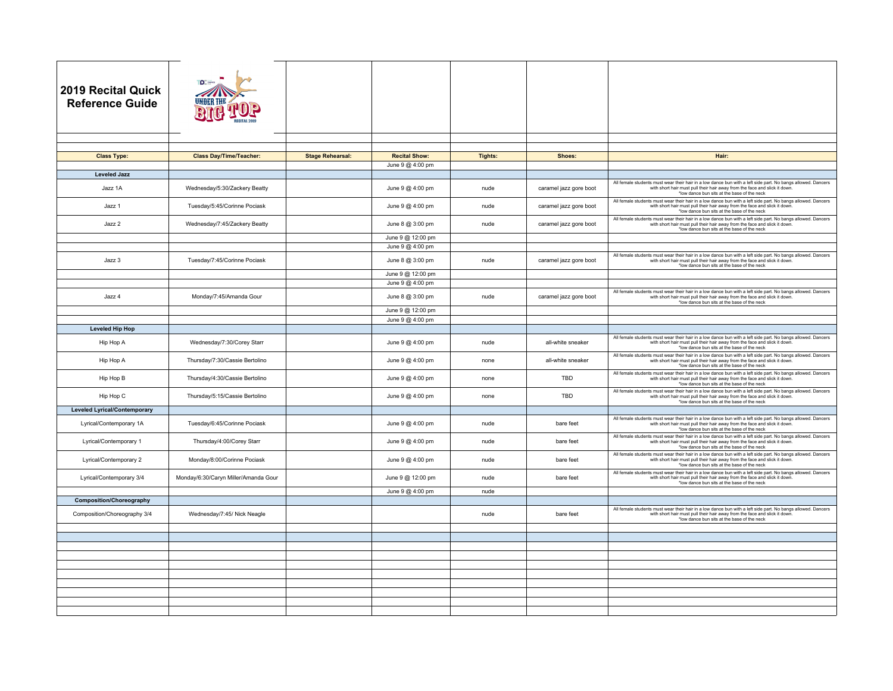# 2019 Recital Quick Reference Guide

| Class Type: | Class Day/Time/Teacher: | Stage Rehearsal: | Recital Show: | Tights: | Shoes: | Hair: |
|---|---|---|---|---|---|---|
| | | | June 9 @ 4:00 pm | | | |
| **Leveled Jazz** | | | | | | |
| Jazz 1A | Wednesday/5:30/Zackery Beatty | | June 9 @ 4:00 pm | nude | caramel jazz gore boot | All female students must wear their hair in a low dance bun with a left side part. No bangs allowed. Dancers with short hair must pull their hair away from the face and slick it down. *low dance bun sits at the base of the neck |
| Jazz 1 | Tuesday/5:45/Corinne Pociask | | June 9 @ 4:00 pm | nude | caramel jazz gore boot | All female students must wear their hair in a low dance bun with a left side part. No bangs allowed. Dancers with short hair must pull their hair away from the face and slick it down. *low dance bun sits at the base of the neck |
| Jazz 2 | Wednesday/7:45/Zackery Beatty | | June 8 @ 3:00 pm | nude | caramel jazz gore boot | All female students must wear their hair in a low dance bun with a left side part. No bangs allowed. Dancers with short hair must pull their hair away from the face and slick it down. *low dance bun sits at the base of the neck |
| | | | June 9 @ 12:00 pm | | | |
| | | | June 9 @ 4:00 pm | | | |
| Jazz 3 | Tuesday/7:45/Corinne Pociask | | June 8 @ 3:00 pm | nude | caramel jazz gore boot | All female students must wear their hair in a low dance bun with a left side part. No bangs allowed. Dancers with short hair must pull their hair away from the face and slick it down. *low dance bun sits at the base of the neck |
| | | | June 9 @ 12:00 pm | | | |
| | | | June 9 @ 4:00 pm | | | |
| Jazz 4 | Monday/7:45/Amanda Gour | | June 8 @ 3:00 pm | nude | caramel jazz gore boot | All female students must wear their hair in a low dance bun with a left side part. No bangs allowed. Dancers with short hair must pull their hair away from the face and slick it down. *low dance bun sits at the base of the neck |
| | | | June 9 @ 12:00 pm | | | |
| | | | June 9 @ 4:00 pm | | | |
| **Leveled Hip Hop** | | | | | | |
| Hip Hop A | Wednesday/7:30/Corey Starr | | June 9 @ 4:00 pm | nude | all-white sneaker | All female students must wear their hair in a low dance bun with a left side part. No bangs allowed. Dancers with short hair must pull their hair away from the face and slick it down. *low dance bun sits at the base of the neck |
| Hip Hop A | Thursday/7:30/Cassie Bertolino | | June 9 @ 4:00 pm | none | all-white sneaker | All female students must wear their hair in a low dance bun with a left side part. No bangs allowed. Dancers with short hair must pull their hair away from the face and slick it down. *low dance bun sits at the base of the neck |
| Hip Hop B | Thursday/4:30/Cassie Bertolino | | June 9 @ 4:00 pm | none | TBD | All female students must wear their hair in a low dance bun with a left side part. No bangs allowed. Dancers with short hair must pull their hair away from the face and slick it down. *low dance bun sits at the base of the neck |
| Hip Hop C | Thursday/5:15/Cassie Bertolino | | June 9 @ 4:00 pm | none | TBD | All female students must wear their hair in a low dance bun with a left side part. No bangs allowed. Dancers with short hair must pull their hair away from the face and slick it down. *low dance bun sits at the base of the neck |
| **Leveled Lyrical/Contemporary** | | | | | | |
| Lyrical/Contemporary 1A | Tuesday/6:45/Corinne Pociask | | June 9 @ 4:00 pm | nude | bare feet | All female students must wear their hair in a low dance bun with a left side part. No bangs allowed. Dancers with short hair must pull their hair away from the face and slick it down. *low dance bun sits at the base of the neck |
| Lyrical/Contemporary 1 | Thursday/4:00/Corey Starr | | June 9 @ 4:00 pm | nude | bare feet | All female students must wear their hair in a low dance bun with a left side part. No bangs allowed. Dancers with short hair must pull their hair away from the face and slick it down. *low dance bun sits at the base of the neck |
| Lyrical/Contemporary 2 | Monday/8:00/Corinne Pociask | | June 9 @ 4:00 pm | nude | bare feet | All female students must wear their hair in a low dance bun with a left side part. No bangs allowed. Dancers with short hair must pull their hair away from the face and slick it down. *low dance bun sits at the base of the neck |
| Lyrical/Contemporary 3/4 | Monday/6:30/Caryn Miller/Amanda Gour | | June 9 @ 12:00 pm | nude | bare feet | All female students must wear their hair in a low dance bun with a left side part. No bangs allowed. Dancers with short hair must pull their hair away from the face and slick it down. *low dance bun sits at the base of the neck |
| | | | June 9 @ 4:00 pm | nude | | |
| **Composition/Choreography** | | | | | | |
| Composition/Choreography 3/4 | Wednesday/7:45/ Nick Neagle | | | nude | bare feet | All female students must wear their hair in a low dance bun with a left side part. No bangs allowed. Dancers with short hair must pull their hair away from the face and slick it down. *low dance bun sits at the base of the neck |